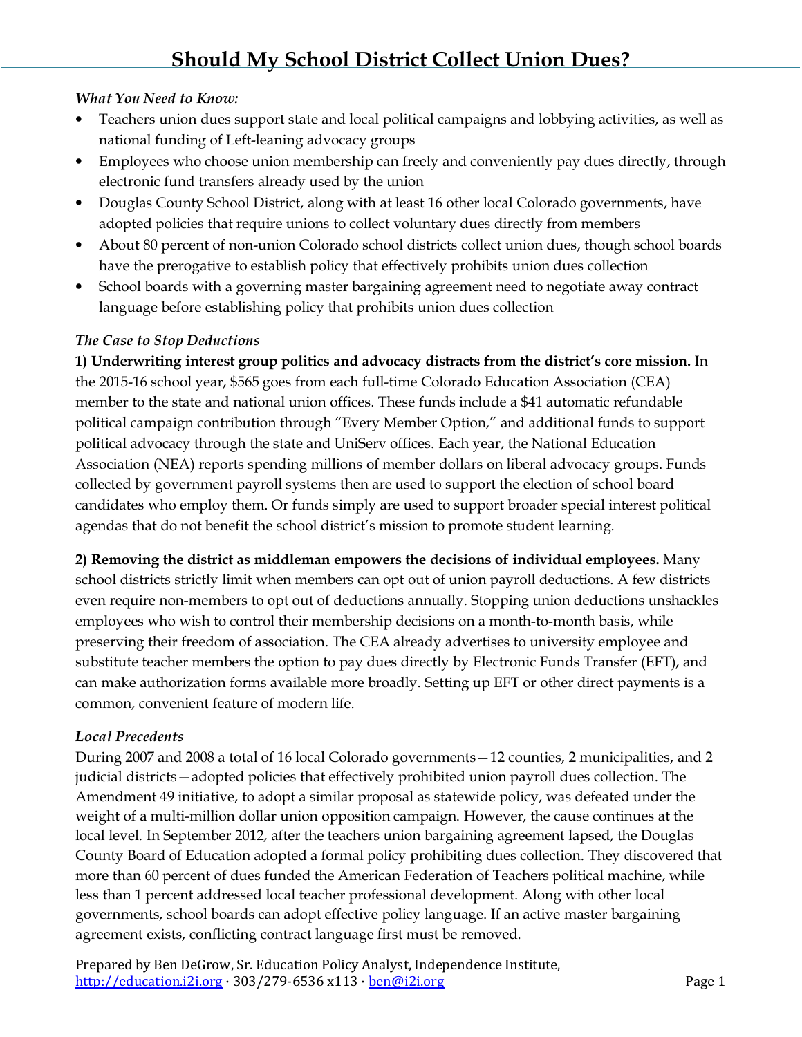# Should My School District Collect Union Dues?

*What You Need to Know:*

- Teachers union dues support state and local political campaigns and lobbying activities, as well as national funding of Left-leaning advocacy groups
- Employees who choose union membership can freely and conveniently pay dues directly, through electronic fund transfers already used by the union
- Douglas County School District, along with at least 16 other local Colorado governments, have adopted policies that require unions to collect voluntary dues directly from members
- About 80 percent of non-union Colorado school districts collect union dues, though school boards have the prerogative to establish policy that effectively prohibits union dues collection
- School boards with a governing master bargaining agreement need to negotiate away contract language before establishing policy that prohibits union dues collection

*The Case to Stop Deductions*

**1) Underwriting interest group politics and advocacy distracts from the district's core mission.** In the 2015-16 school year, $565 goes from each full-time Colorado Education Association (CEA) member to the state and national union offices. These funds include a $41 automatic refundable political campaign contribution through "Every Member Option," and additional funds to support political advocacy through the state and UniServ offices. Each year, the National Education Association (NEA) reports spending millions of member dollars on liberal advocacy groups. Funds collected by government payroll systems then are used to support the election of school board candidates who employ them. Or funds simply are used to support broader special interest political agendas that do not benefit the school district's mission to promote student learning.

**2) Removing the district as middleman empowers the decisions of individual employees.** Many school districts strictly limit when members can opt out of union payroll deductions. A few districts even require non-members to opt out of deductions annually. Stopping union deductions unshackles employees who wish to control their membership decisions on a month-to-month basis, while preserving their freedom of association. The CEA already advertises to university employee and substitute teacher members the option to pay dues directly by Electronic Funds Transfer (EFT), and can make authorization forms available more broadly. Setting up EFT or other direct payments is a common, convenient feature of modern life.

*Local Precedents*

During 2007 and 2008 a total of 16 local Colorado governments—12 counties, 2 municipalities, and 2 judicial districts—adopted policies that effectively prohibited union payroll dues collection. The Amendment 49 initiative, to adopt a similar proposal as statewide policy, was defeated under the weight of a multi-million dollar union opposition campaign. However, the cause continues at the local level. In September 2012, after the teachers union bargaining agreement lapsed, the Douglas County Board of Education adopted a formal policy prohibiting dues collection. They discovered that more than 60 percent of dues funded the American Federation of Teachers political machine, while less than 1 percent addressed local teacher professional development. Along with other local governments, school boards can adopt effective policy language. If an active master bargaining agreement exists, conflicting contract language first must be removed.

Prepared by Ben DeGrow, Sr. Education Policy Analyst, Independence Institute, http://education.i2i.org · 303/279-6536 x113 · ben@i2i.org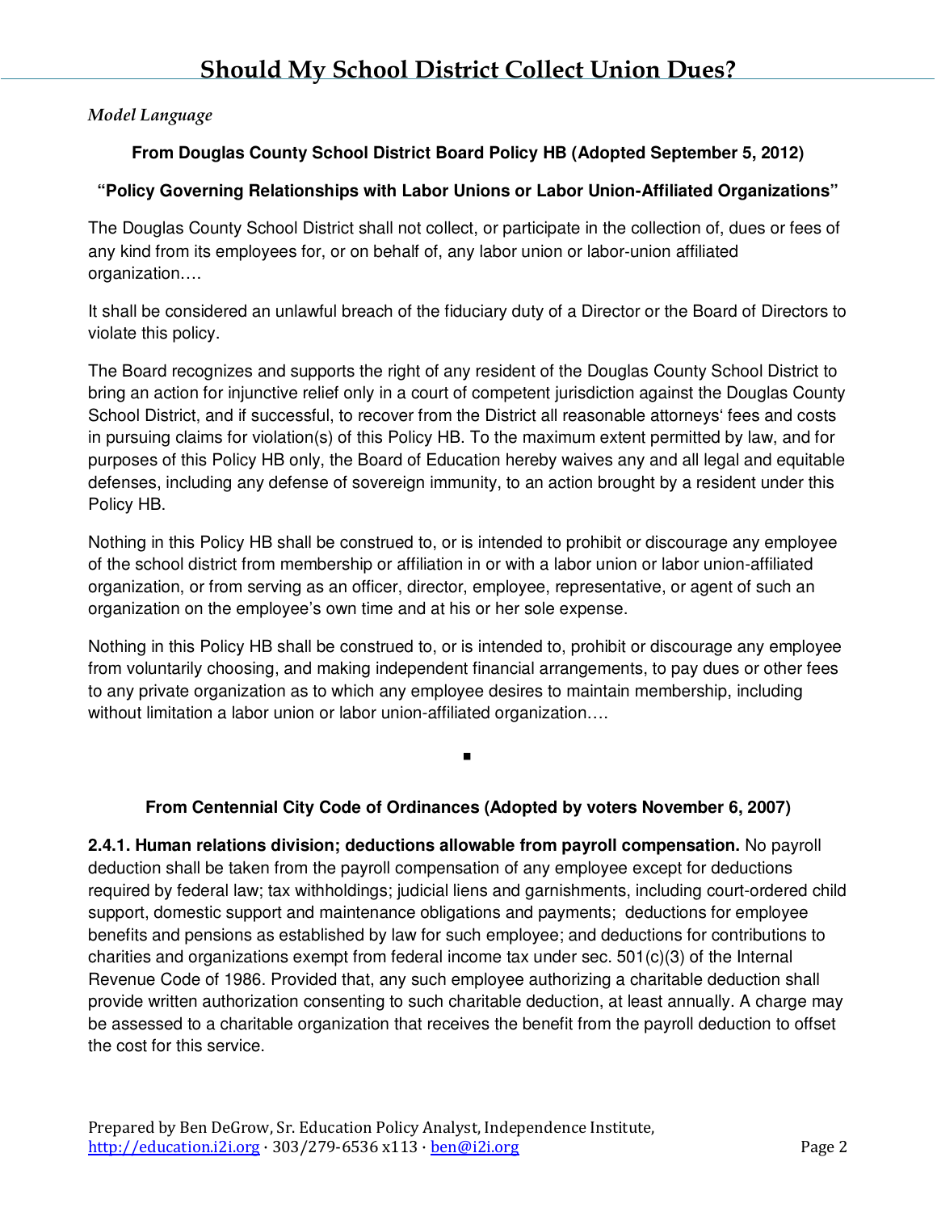*Model Language*

**From Douglas County School District Board Policy HB (Adopted September 5, 2012)**

**"Policy Governing Relationships with Labor Unions or Labor Union-Affiliated Organizations"**

The Douglas County School District shall not collect, or participate in the collection of, dues or fees of any kind from its employees for, or on behalf of, any labor union or labor-union affiliated organization….

It shall be considered an unlawful breach of the fiduciary duty of a Director or the Board of Directors to violate this policy.

The Board recognizes and supports the right of any resident of the Douglas County School District to bring an action for injunctive relief only in a court of competent jurisdiction against the Douglas County School District, and if successful, to recover from the District all reasonable attorneys' fees and costs in pursuing claims for violation(s) of this Policy HB. To the maximum extent permitted by law, and for purposes of this Policy HB only, the Board of Education hereby waives any and all legal and equitable defenses, including any defense of sovereign immunity, to an action brought by a resident under this Policy HB.

Nothing in this Policy HB shall be construed to, or is intended to prohibit or discourage any employee of the school district from membership or affiliation in or with a labor union or labor union-affiliated organization, or from serving as an officer, director, employee, representative, or agent of such an organization on the employee's own time and at his or her sole expense.

Nothing in this Policy HB shall be construed to, or is intended to, prohibit or discourage any employee from voluntarily choosing, and making independent financial arrangements, to pay dues or other fees to any private organization as to which any employee desires to maintain membership, including without limitation a labor union or labor union-affiliated organization….

▪

**From Centennial City Code of Ordinances (Adopted by voters November 6, 2007)**

**2.4.1. Human relations division; deductions allowable from payroll compensation.** No payroll deduction shall be taken from the payroll compensation of any employee except for deductions required by federal law; tax withholdings; judicial liens and garnishments, including court-ordered child support, domestic support and maintenance obligations and payments; deductions for employee benefits and pensions as established by law for such employee; and deductions for contributions to charities and organizations exempt from federal income tax under sec. 501(c)(3) of the Internal Revenue Code of 1986. Provided that, any such employee authorizing a charitable deduction shall provide written authorization consenting to such charitable deduction, at least annually. A charge may be assessed to a charitable organization that receives the benefit from the payroll deduction to offset the cost for this service.